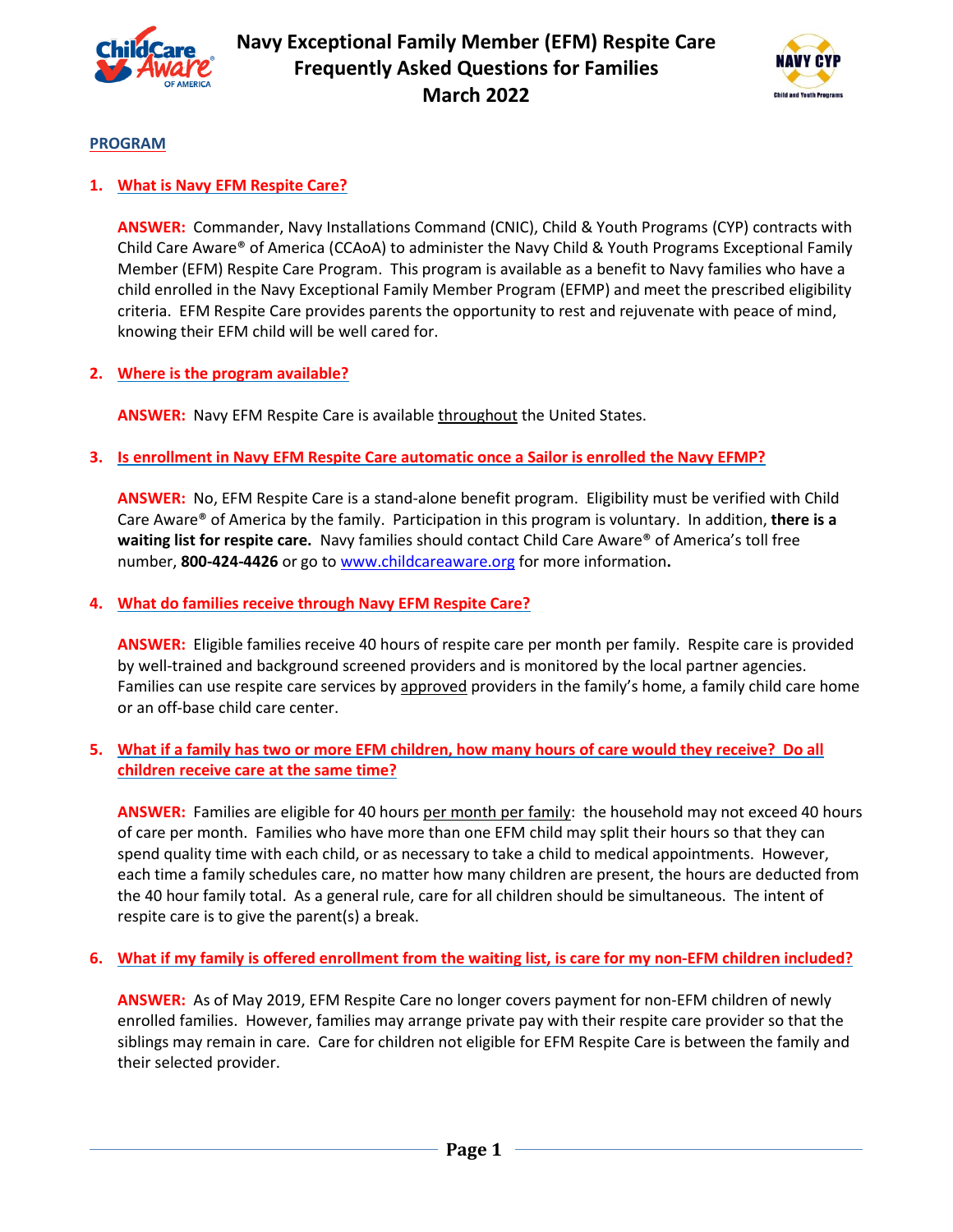# Navy Exceptional Family Member (EFM) Respite Care Frequently Asked Questions for Families March 2022

## PROGRAM

### 1. What is Navy EFM Respite Care?

**ANSWER:** Commander, Navy Installations Command (CNIC), Child & Youth Programs (CYP) contracts with Child Care Aware® of America (CCAoA) to administer the Navy Child & Youth Programs Exceptional Family Member (EFM) Respite Care Program. This program is available as a benefit to Navy families who have a child enrolled in the Navy Exceptional Family Member Program (EFMP) and meet the prescribed eligibility criteria. EFM Respite Care provides parents the opportunity to rest and rejuvenate with peace of mind, knowing their EFM child will be well cared for.

### 2. Where is the program available?

**ANSWER:** Navy EFM Respite Care is available throughout the United States.

### 3. Is enrollment in Navy EFM Respite Care automatic once a Sailor is enrolled the Navy EFMP?

**ANSWER:** No, EFM Respite Care is a stand-alone benefit program. Eligibility must be verified with Child Care Aware® of America by the family. Participation in this program is voluntary. In addition, **there is a waiting list for respite care.** Navy families should contact Child Care Aware® of America's toll free number, **800-424-4426** or go to www.childcareaware.org for more information**.**

### 4. What do families receive through Navy EFM Respite Care?

**ANSWER:** Eligible families receive 40 hours of respite care per month per family. Respite care is provided by well-trained and background screened providers and is monitored by the local partner agencies. Families can use respite care services by approved providers in the family's home, a family child care home or an off-base child care center.

### 5. What if a family has two or more EFM children, how many hours of care would they receive? Do all children receive care at the same time?

**ANSWER:** Families are eligible for 40 hours per month per family: the household may not exceed 40 hours of care per month. Families who have more than one EFM child may split their hours so that they can spend quality time with each child, or as necessary to take a child to medical appointments. However, each time a family schedules care, no matter how many children are present, the hours are deducted from the 40 hour family total. As a general rule, care for all children should be simultaneous. The intent of respite care is to give the parent(s) a break.

### 6. What if my family is offered enrollment from the waiting list, is care for my non-EFM children included?

**ANSWER:** As of May 2019, EFM Respite Care no longer covers payment for non-EFM children of newly enrolled families. However, families may arrange private pay with their respite care provider so that the siblings may remain in care. Care for children not eligible for EFM Respite Care is between the family and their selected provider.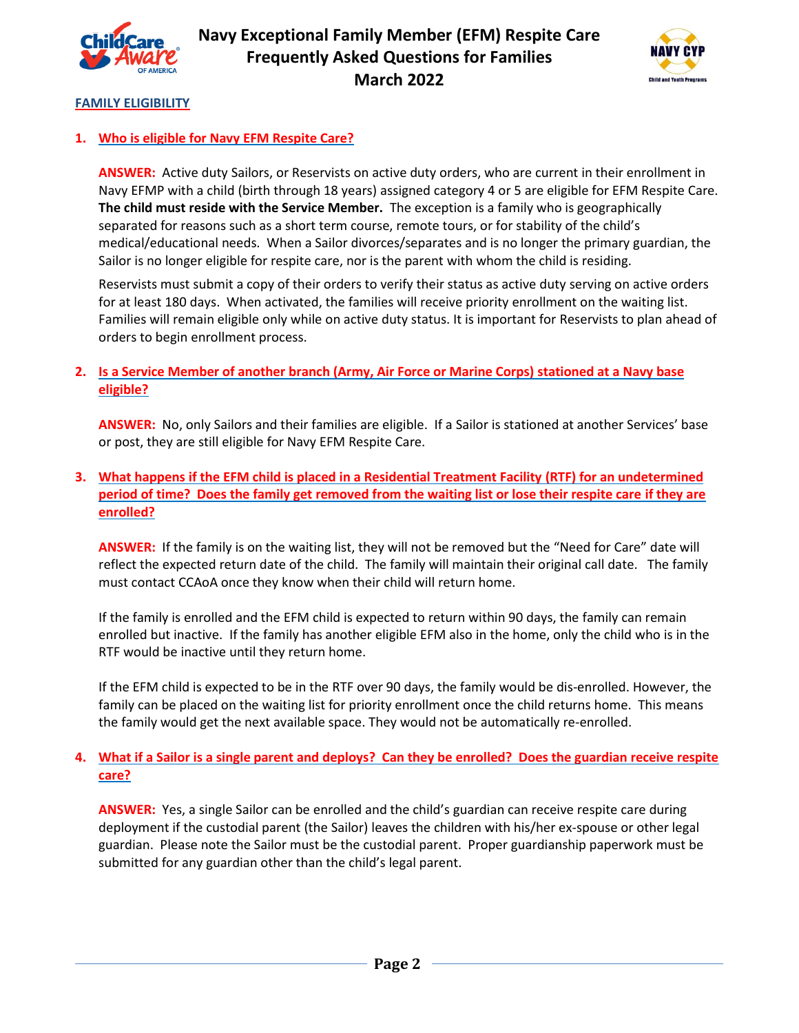# Navy Exceptional Family Member (EFM) Respite Care Frequently Asked Questions for Families March 2022

## FAMILY ELIGIBILITY

### 1. Who is eligible for Navy EFM Respite Care?

**ANSWER:** Active duty Sailors, or Reservists on active duty orders, who are current in their enrollment in Navy EFMP with a child (birth through 18 years) assigned category 4 or 5 are eligible for EFM Respite Care. **The child must reside with the Service Member.** The exception is a family who is geographically separated for reasons such as a short term course, remote tours, or for stability of the child's medical/educational needs. When a Sailor divorces/separates and is no longer the primary guardian, the Sailor is no longer eligible for respite care, nor is the parent with whom the child is residing.

Reservists must submit a copy of their orders to verify their status as active duty serving on active orders for at least 180 days. When activated, the families will receive priority enrollment on the waiting list. Families will remain eligible only while on active duty status. It is important for Reservists to plan ahead of orders to begin enrollment process.

### 2. Is a Service Member of another branch (Army, Air Force or Marine Corps) stationed at a Navy base eligible?

**ANSWER:** No, only Sailors and their families are eligible. If a Sailor is stationed at another Services' base or post, they are still eligible for Navy EFM Respite Care.

### 3. What happens if the EFM child is placed in a Residential Treatment Facility (RTF) for an undetermined period of time? Does the family get removed from the waiting list or lose their respite care if they are enrolled?

**ANSWER:** If the family is on the waiting list, they will not be removed but the "Need for Care" date will reflect the expected return date of the child. The family will maintain their original call date. The family must contact CCAoA once they know when their child will return home.

If the family is enrolled and the EFM child is expected to return within 90 days, the family can remain enrolled but inactive. If the family has another eligible EFM also in the home, only the child who is in the RTF would be inactive until they return home.

If the EFM child is expected to be in the RTF over 90 days, the family would be dis-enrolled. However, the family can be placed on the waiting list for priority enrollment once the child returns home. This means the family would get the next available space. They would not be automatically re-enrolled.

### 4. What if a Sailor is a single parent and deploys? Can they be enrolled? Does the guardian receive respite care?

**ANSWER:** Yes, a single Sailor can be enrolled and the child's guardian can receive respite care during deployment if the custodial parent (the Sailor) leaves the children with his/her ex-spouse or other legal guardian. Please note the Sailor must be the custodial parent. Proper guardianship paperwork must be submitted for any guardian other than the child's legal parent.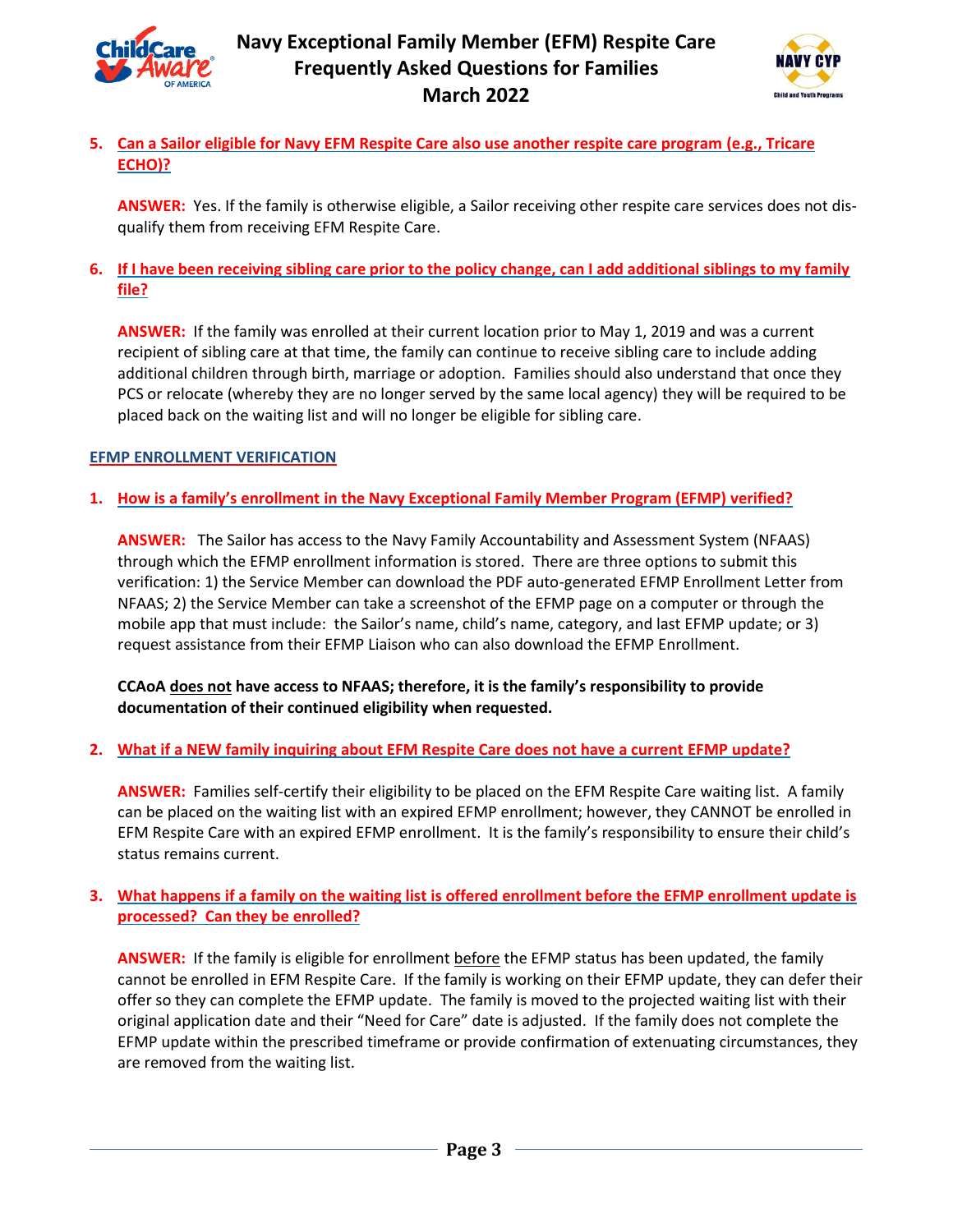5. **Can a Sailor eligible for Navy EFM Respite Care also use another respite care program (e.g., Tricare ECHO)?**

   **ANSWER:** Yes. If the family is otherwise eligible, a Sailor receiving other respite care services does not dis-qualify them from receiving EFM Respite Care.

6. **If I have been receiving sibling care prior to the policy change, can I add additional siblings to my family file?**

   **ANSWER:** If the family was enrolled at their current location prior to May 1, 2019 and was a current recipient of sibling care at that time, the family can continue to receive sibling care to include adding additional children through birth, marriage or adoption. Families should also understand that once they PCS or relocate (whereby they are no longer served by the same local agency) they will be required to be placed back on the waiting list and will no longer be eligible for sibling care.

## EFMP ENROLLMENT VERIFICATION

1. **How is a family's enrollment in the Navy Exceptional Family Member Program (EFMP) verified?**

   **ANSWER:** The Sailor has access to the Navy Family Accountability and Assessment System (NFAAS) through which the EFMP enrollment information is stored. There are three options to submit this verification: 1) the Service Member can download the PDF auto-generated EFMP Enrollment Letter from NFAAS; 2) the Service Member can take a screenshot of the EFMP page on a computer or through the mobile app that must include: the Sailor's name, child's name, category, and last EFMP update; or 3) request assistance from their EFMP Liaison who can also download the EFMP Enrollment.

   **CCAoA does not have access to NFAAS; therefore, it is the family's responsibility to provide documentation of their continued eligibility when requested.**

2. **What if a NEW family inquiring about EFM Respite Care does not have a current EFMP update?**

   **ANSWER:** Families self-certify their eligibility to be placed on the EFM Respite Care waiting list. A family can be placed on the waiting list with an expired EFMP enrollment; however, they CANNOT be enrolled in EFM Respite Care with an expired EFMP enrollment. It is the family's responsibility to ensure their child's status remains current.

3. **What happens if a family on the waiting list is offered enrollment before the EFMP enrollment update is processed? Can they be enrolled?**

   **ANSWER:** If the family is eligible for enrollment before the EFMP status has been updated, the family cannot be enrolled in EFM Respite Care. If the family is working on their EFMP update, they can defer their offer so they can complete the EFMP update. The family is moved to the projected waiting list with their original application date and their "Need for Care" date is adjusted. If the family does not complete the EFMP update within the prescribed timeframe or provide confirmation of extenuating circumstances, they are removed from the waiting list.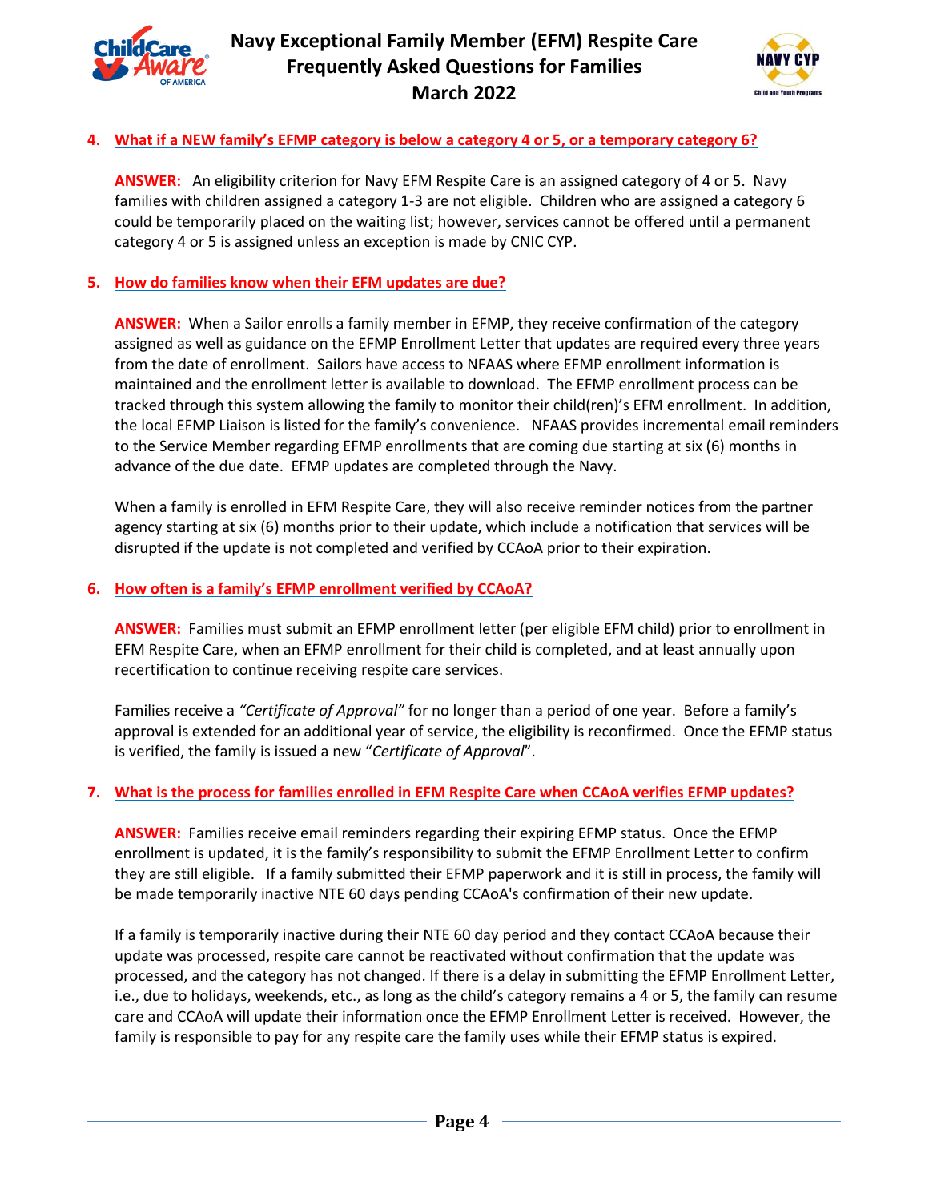**4. What if a NEW family's EFMP category is below a category 4 or 5, or a temporary category 6?**

**ANSWER:** An eligibility criterion for Navy EFM Respite Care is an assigned category of 4 or 5. Navy families with children assigned a category 1-3 are not eligible. Children who are assigned a category 6 could be temporarily placed on the waiting list; however, services cannot be offered until a permanent category 4 or 5 is assigned unless an exception is made by CNIC CYP.

**5. How do families know when their EFM updates are due?**

**ANSWER:** When a Sailor enrolls a family member in EFMP, they receive confirmation of the category assigned as well as guidance on the EFMP Enrollment Letter that updates are required every three years from the date of enrollment. Sailors have access to NFAAS where EFMP enrollment information is maintained and the enrollment letter is available to download. The EFMP enrollment process can be tracked through this system allowing the family to monitor their child(ren)'s EFM enrollment. In addition, the local EFMP Liaison is listed for the family's convenience. NFAAS provides incremental email reminders to the Service Member regarding EFMP enrollments that are coming due starting at six (6) months in advance of the due date. EFMP updates are completed through the Navy.

When a family is enrolled in EFM Respite Care, they will also receive reminder notices from the partner agency starting at six (6) months prior to their update, which include a notification that services will be disrupted if the update is not completed and verified by CCAoA prior to their expiration.

**6. How often is a family's EFMP enrollment verified by CCAoA?**

**ANSWER:** Families must submit an EFMP enrollment letter (per eligible EFM child) prior to enrollment in EFM Respite Care, when an EFMP enrollment for their child is completed, and at least annually upon recertification to continue receiving respite care services.

Families receive a *"Certificate of Approval"* for no longer than a period of one year. Before a family's approval is extended for an additional year of service, the eligibility is reconfirmed. Once the EFMP status is verified, the family is issued a new "*Certificate of Approval*".

**7. What is the process for families enrolled in EFM Respite Care when CCAoA verifies EFMP updates?**

**ANSWER:** Families receive email reminders regarding their expiring EFMP status. Once the EFMP enrollment is updated, it is the family's responsibility to submit the EFMP Enrollment Letter to confirm they are still eligible. If a family submitted their EFMP paperwork and it is still in process, the family will be made temporarily inactive NTE 60 days pending CCAoA's confirmation of their new update.

If a family is temporarily inactive during their NTE 60 day period and they contact CCAoA because their update was processed, respite care cannot be reactivated without confirmation that the update was processed, and the category has not changed. If there is a delay in submitting the EFMP Enrollment Letter, i.e., due to holidays, weekends, etc., as long as the child's category remains a 4 or 5, the family can resume care and CCAoA will update their information once the EFMP Enrollment Letter is received. However, the family is responsible to pay for any respite care the family uses while their EFMP status is expired.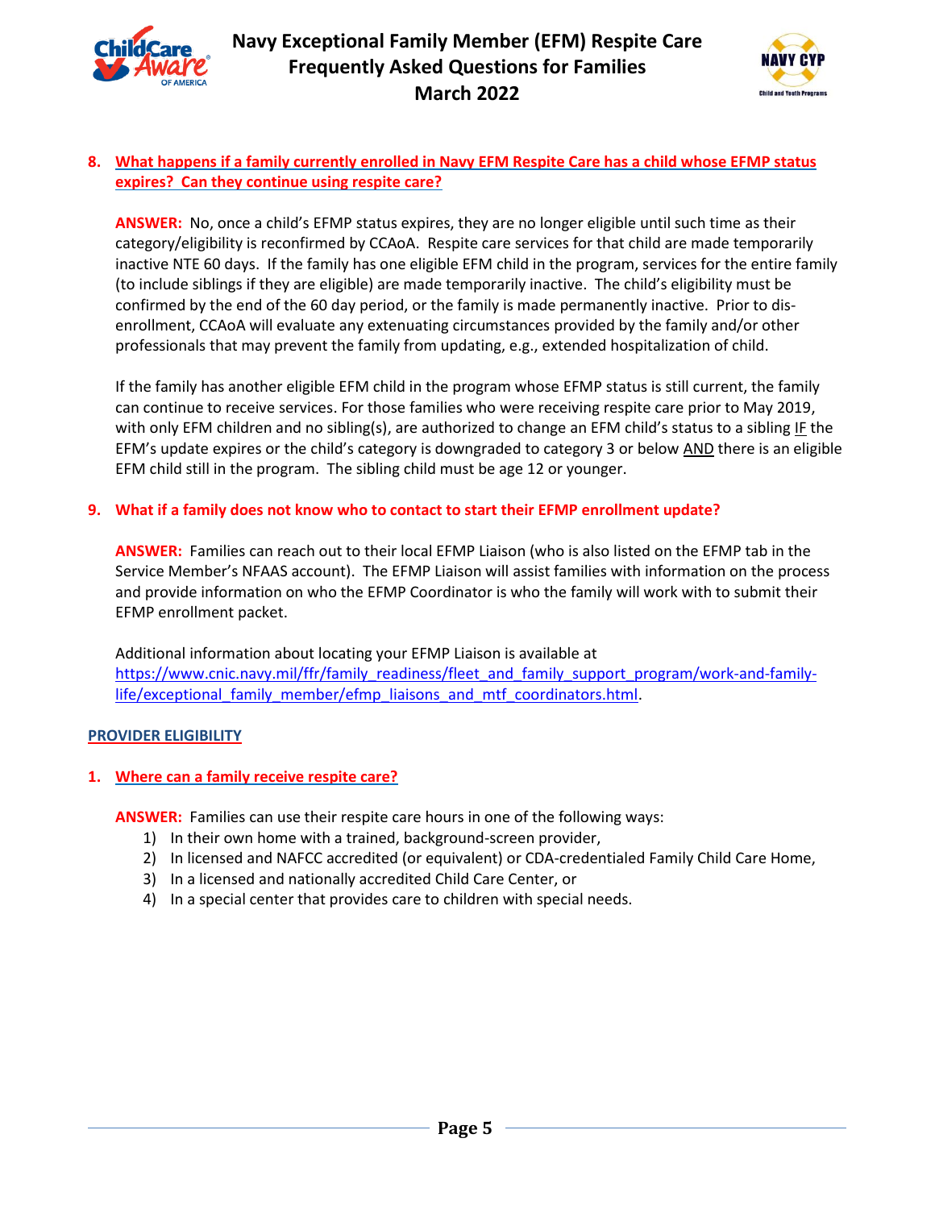8. **What happens if a family currently enrolled in Navy EFM Respite Care has a child whose EFMP status expires? Can they continue using respite care?**

   **ANSWER:** No, once a child's EFMP status expires, they are no longer eligible until such time as their category/eligibility is reconfirmed by CCAoA. Respite care services for that child are made temporarily inactive NTE 60 days. If the family has one eligible EFM child in the program, services for the entire family (to include siblings if they are eligible) are made temporarily inactive. The child's eligibility must be confirmed by the end of the 60 day period, or the family is made permanently inactive. Prior to dis-enrollment, CCAoA will evaluate any extenuating circumstances provided by the family and/or other professionals that may prevent the family from updating, e.g., extended hospitalization of child.

   If the family has another eligible EFM child in the program whose EFMP status is still current, the family can continue to receive services. For those families who were receiving respite care prior to May 2019, with only EFM children and no sibling(s), are authorized to change an EFM child's status to a sibling IF the EFM's update expires or the child's category is downgraded to category 3 or below AND there is an eligible EFM child still in the program. The sibling child must be age 12 or younger.

9. **What if a family does not know who to contact to start their EFMP enrollment update?**

   **ANSWER:** Families can reach out to their local EFMP Liaison (who is also listed on the EFMP tab in the Service Member's NFAAS account). The EFMP Liaison will assist families with information on the process and provide information on who the EFMP Coordinator is who the family will work with to submit their EFMP enrollment packet.

   Additional information about locating your EFMP Liaison is available at https://www.cnic.navy.mil/ffr/family_readiness/fleet_and_family_support_program/work-and-family-life/exceptional_family_member/efmp_liaisons_and_mtf_coordinators.html.

## PROVIDER ELIGIBILITY

1. **Where can a family receive respite care?**

   **ANSWER:** Families can use their respite care hours in one of the following ways:
   1) In their own home with a trained, background-screen provider,
   2) In licensed and NAFCC accredited (or equivalent) or CDA-credentialed Family Child Care Home,
   3) In a licensed and nationally accredited Child Care Center, or
   4) In a special center that provides care to children with special needs.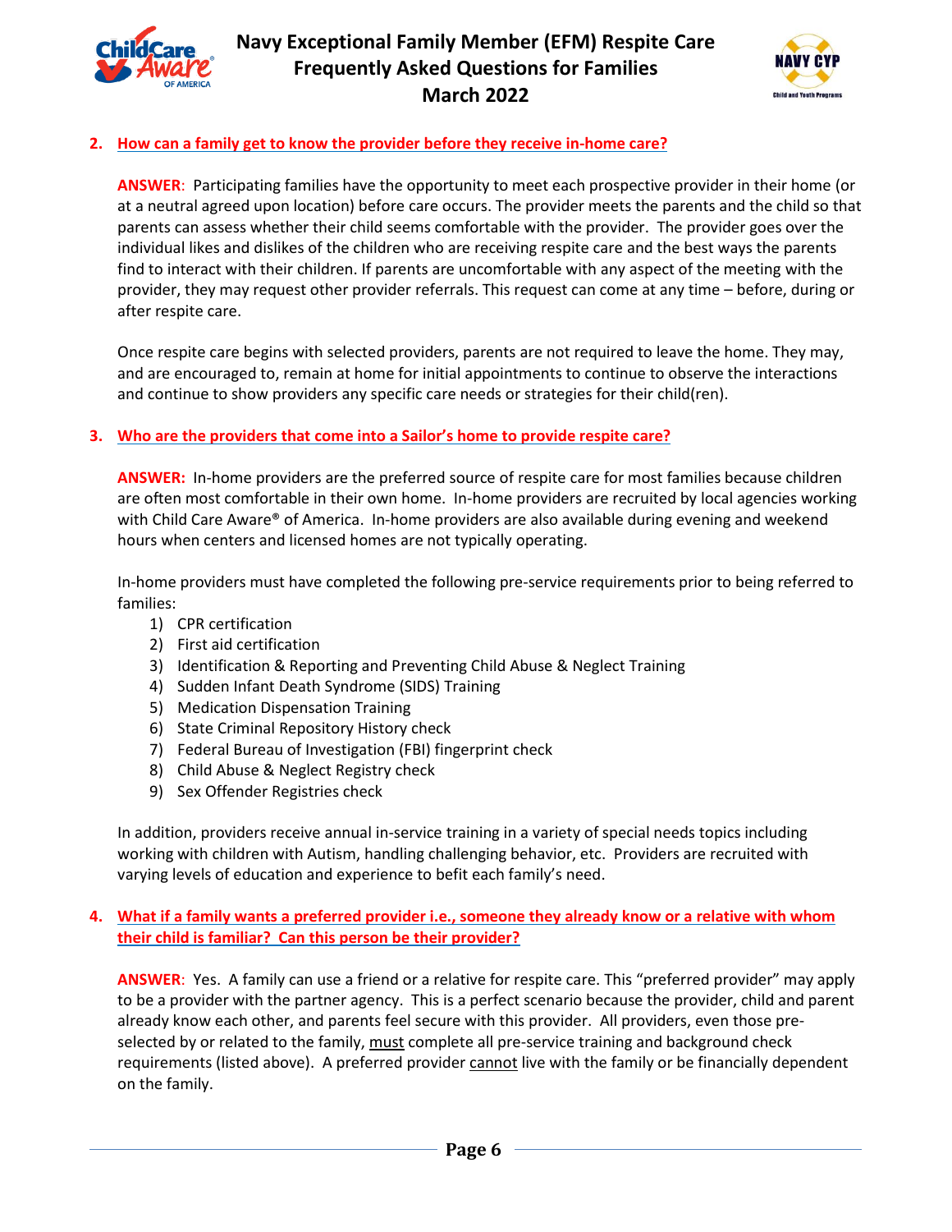**2. How can a family get to know the provider before they receive in-home care?**

**ANSWER**: Participating families have the opportunity to meet each prospective provider in their home (or at a neutral agreed upon location) before care occurs. The provider meets the parents and the child so that parents can assess whether their child seems comfortable with the provider. The provider goes over the individual likes and dislikes of the children who are receiving respite care and the best ways the parents find to interact with their children. If parents are uncomfortable with any aspect of the meeting with the provider, they may request other provider referrals. This request can come at any time – before, during or after respite care.

Once respite care begins with selected providers, parents are not required to leave the home. They may, and are encouraged to, remain at home for initial appointments to continue to observe the interactions and continue to show providers any specific care needs or strategies for their child(ren).

**3. Who are the providers that come into a Sailor's home to provide respite care?**

**ANSWER:** In-home providers are the preferred source of respite care for most families because children are often most comfortable in their own home. In-home providers are recruited by local agencies working with Child Care Aware® of America. In-home providers are also available during evening and weekend hours when centers and licensed homes are not typically operating.

In-home providers must have completed the following pre-service requirements prior to being referred to families:

1) CPR certification
2) First aid certification
3) Identification & Reporting and Preventing Child Abuse & Neglect Training
4) Sudden Infant Death Syndrome (SIDS) Training
5) Medication Dispensation Training
6) State Criminal Repository History check
7) Federal Bureau of Investigation (FBI) fingerprint check
8) Child Abuse & Neglect Registry check
9) Sex Offender Registries check

In addition, providers receive annual in-service training in a variety of special needs topics including working with children with Autism, handling challenging behavior, etc. Providers are recruited with varying levels of education and experience to befit each family's need.

**4. What if a family wants a preferred provider i.e., someone they already know or a relative with whom their child is familiar? Can this person be their provider?**

**ANSWER**: Yes. A family can use a friend or a relative for respite care. This "preferred provider" may apply to be a provider with the partner agency. This is a perfect scenario because the provider, child and parent already know each other, and parents feel secure with this provider. All providers, even those pre-selected by or related to the family, must complete all pre-service training and background check requirements (listed above). A preferred provider cannot live with the family or be financially dependent on the family.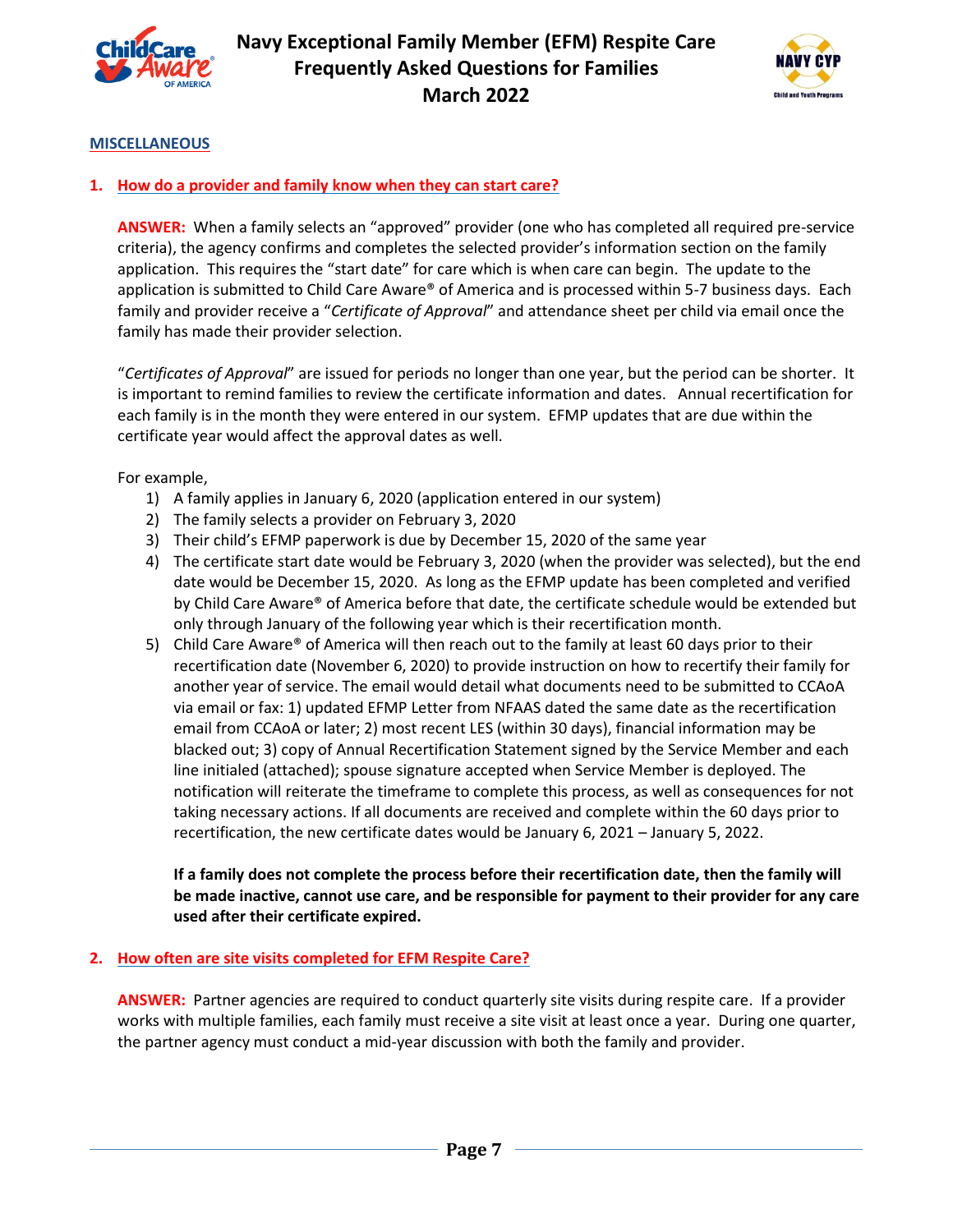## MISCELLANEOUS

### 1. How do a provider and family know when they can start care?

**ANSWER:** When a family selects an "approved" provider (one who has completed all required pre-service criteria), the agency confirms and completes the selected provider's information section on the family application. This requires the "start date" for care which is when care can begin. The update to the application is submitted to Child Care Aware® of America and is processed within 5-7 business days. Each family and provider receive a "*Certificate of Approval*" and attendance sheet per child via email once the family has made their provider selection.

"*Certificates of Approval*" are issued for periods no longer than one year, but the period can be shorter. It is important to remind families to review the certificate information and dates. Annual recertification for each family is in the month they were entered in our system. EFMP updates that are due within the certificate year would affect the approval dates as well.

For example,

1) A family applies in January 6, 2020 (application entered in our system)
2) The family selects a provider on February 3, 2020
3) Their child's EFMP paperwork is due by December 15, 2020 of the same year
4) The certificate start date would be February 3, 2020 (when the provider was selected), but the end date would be December 15, 2020. As long as the EFMP update has been completed and verified by Child Care Aware® of America before that date, the certificate schedule would be extended but only through January of the following year which is their recertification month.
5) Child Care Aware® of America will then reach out to the family at least 60 days prior to their recertification date (November 6, 2020) to provide instruction on how to recertify their family for another year of service. The email would detail what documents need to be submitted to CCAoA via email or fax: 1) updated EFMP Letter from NFAAS dated the same date as the recertification email from CCAoA or later; 2) most recent LES (within 30 days), financial information may be blacked out; 3) copy of Annual Recertification Statement signed by the Service Member and each line initialed (attached); spouse signature accepted when Service Member is deployed. The notification will reiterate the timeframe to complete this process, as well as consequences for not taking necessary actions. If all documents are received and complete within the 60 days prior to recertification, the new certificate dates would be January 6, 2021 – January 5, 2022.

   **If a family does not complete the process before their recertification date, then the family will be made inactive, cannot use care, and be responsible for payment to their provider for any care used after their certificate expired.**

### 2. How often are site visits completed for EFM Respite Care?

**ANSWER:** Partner agencies are required to conduct quarterly site visits during respite care. If a provider works with multiple families, each family must receive a site visit at least once a year. During one quarter, the partner agency must conduct a mid-year discussion with both the family and provider.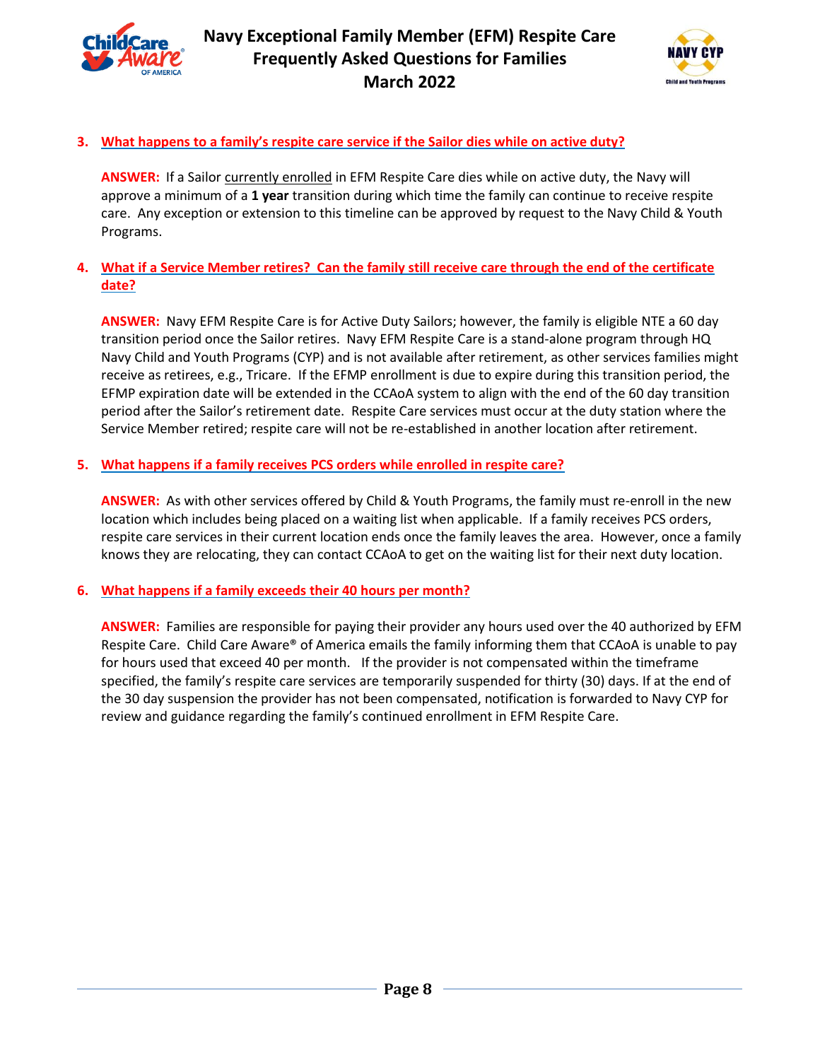**3. What happens to a family's respite care service if the Sailor dies while on active duty?**

**ANSWER:** If a Sailor currently enrolled in EFM Respite Care dies while on active duty, the Navy will approve a minimum of a **1 year** transition during which time the family can continue to receive respite care. Any exception or extension to this timeline can be approved by request to the Navy Child & Youth Programs.

**4. What if a Service Member retires? Can the family still receive care through the end of the certificate date?**

**ANSWER:** Navy EFM Respite Care is for Active Duty Sailors; however, the family is eligible NTE a 60 day transition period once the Sailor retires. Navy EFM Respite Care is a stand-alone program through HQ Navy Child and Youth Programs (CYP) and is not available after retirement, as other services families might receive as retirees, e.g., Tricare. If the EFMP enrollment is due to expire during this transition period, the EFMP expiration date will be extended in the CCAoA system to align with the end of the 60 day transition period after the Sailor's retirement date. Respite Care services must occur at the duty station where the Service Member retired; respite care will not be re-established in another location after retirement.

**5. What happens if a family receives PCS orders while enrolled in respite care?**

**ANSWER:** As with other services offered by Child & Youth Programs, the family must re-enroll in the new location which includes being placed on a waiting list when applicable. If a family receives PCS orders, respite care services in their current location ends once the family leaves the area. However, once a family knows they are relocating, they can contact CCAoA to get on the waiting list for their next duty location.

**6. What happens if a family exceeds their 40 hours per month?**

**ANSWER:** Families are responsible for paying their provider any hours used over the 40 authorized by EFM Respite Care. Child Care Aware® of America emails the family informing them that CCAoA is unable to pay for hours used that exceed 40 per month. If the provider is not compensated within the timeframe specified, the family's respite care services are temporarily suspended for thirty (30) days. If at the end of the 30 day suspension the provider has not been compensated, notification is forwarded to Navy CYP for review and guidance regarding the family's continued enrollment in EFM Respite Care.